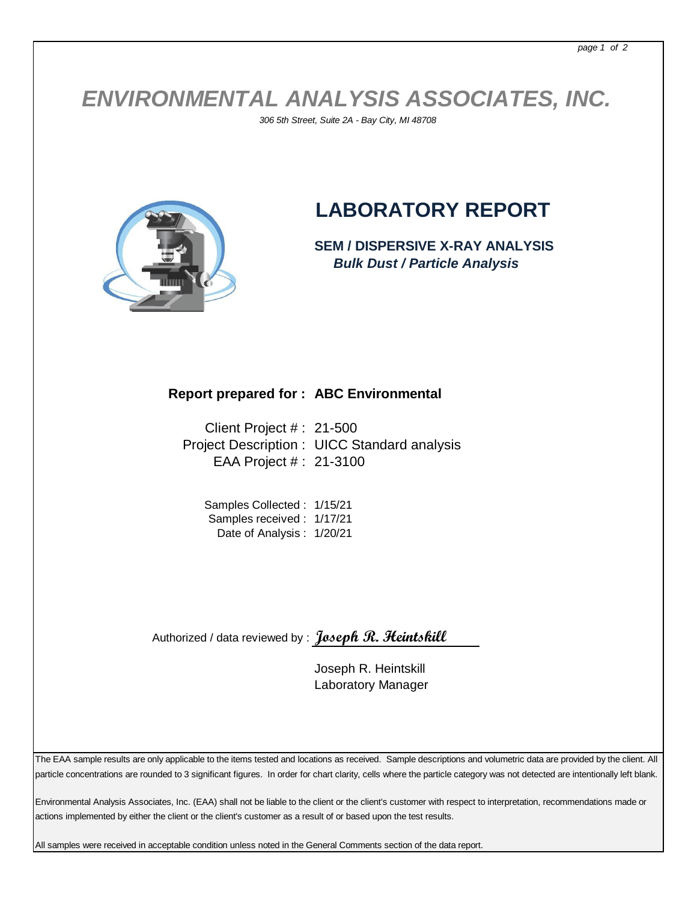# ENVIRONMENTAL ANALYSIS ASSOCIATES, INC.

*306 5th Street, Suite 2A - Bay City, MI 48708*

## LABORATORY REPORT

**SEM / DISPERSIVE X-RAY ANALYSIS**
***Bulk Dust / Particle Analysis***

**Report prepared for : ABC Environmental**

Client Project # : 21-500
Project Description : UICC Standard analysis
EAA Project # : 21-3100

Samples Collected : 1/15/21
Samples received : 1/17/21
Date of Analysis : 1/20/21

Authorized / data reviewed by : *Joseph R. Heintskill*

Joseph R. Heintskill
Laboratory Manager

The EAA sample results are only applicable to the items tested and locations as received. Sample descriptions and volumetric data are provided by the client. All particle concentrations are rounded to 3 significant figures. In order for chart clarity, cells where the particle category was not detected are intentionally left blank.

Environmental Analysis Associates, Inc. (EAA) shall not be liable to the client or the client's customer with respect to interpretation, recommendations made or actions implemented by either the client or the client's customer as a result of or based upon the test results.

All samples were received in acceptable condition unless noted in the General Comments section of the data report.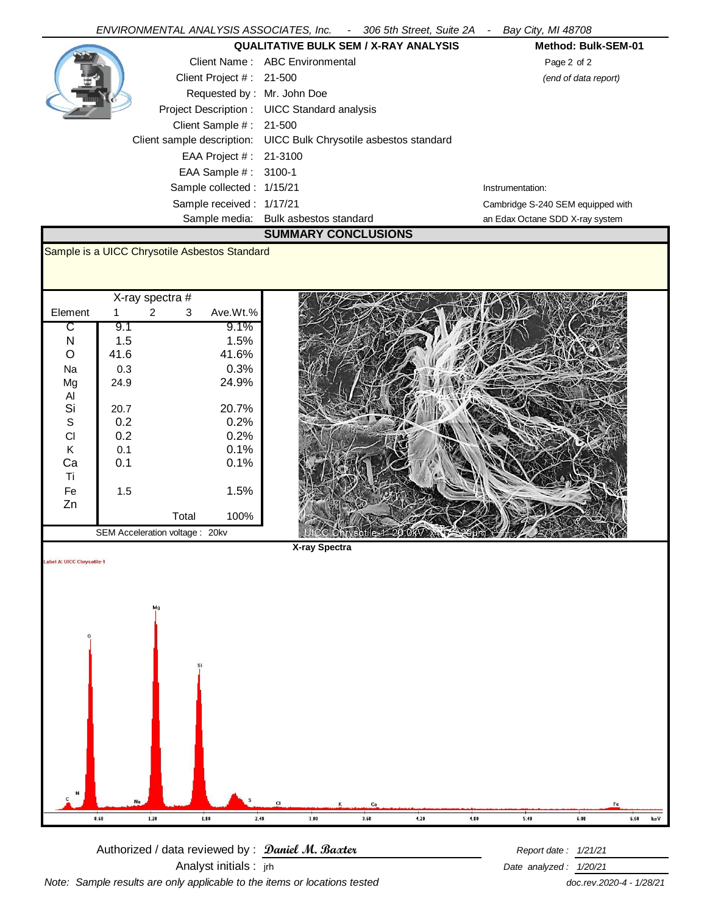ENVIRONMENTAL ANALYSIS ASSOCIATES, Inc. - 306 5th Street, Suite 2A - Bay City, MI 48708

## QUALITATIVE BULK SEM / X-RAY ANALYSIS

**Method: Bulk-SEM-01**

*(end of data report)*

Client Name : ABC Environmental
Client Project # : 21-500
Requested by : Mr. John Doe
Project Description : UICC Standard analysis
Client Sample # : 21-500
Client sample description: UICC Bulk Chrysotile asbestos standard
EAA Project # : 21-3100
EAA Sample # : 3100-1
Sample collected : 1/15/21
Sample received : 1/17/21
Sample media: Bulk asbestos standard

Instrumentation:
Cambridge S-240 SEM equipped with an Edax Octane SDD X-ray system

## SUMMARY CONCLUSIONS

Sample is a UICC Chrysotile Asbestos Standard

| | X-ray spectra # | | | |
|---|---|---|---|---|
| Element | 1 | 2 | 3 | Ave.Wt.% |
| C | 9.1 | | | 9.1% |
| N | 1.5 | | | 1.5% |
| O | 41.6 | | | 41.6% |
| Na | 0.3 | | | 0.3% |
| Mg | 24.9 | | | 24.9% |
| Al | | | | |
| Si | 20.7 | | | 20.7% |
| S | 0.2 | | | 0.2% |
| Cl | 0.2 | | | 0.2% |
| K | 0.1 | | | 0.1% |
| Ca | 0.1 | | | 0.1% |
| Ti | | | | |
| Fe | 1.5 | | | 1.5% |
| Zn | | | | |
| | | | Total | 100% |

SEM Acceleration voltage : 20kv

UICC Chrysotile-1 20.0kV x400 20µm

**X-ray Spectra**

Label A: UICC Chrysotile-1

C N O Na Mg Si S Cl K Ca Fe

0.60 1.20 1.80 2.40 3.00 3.60 4.20 4.80 5.40 6.00 6.60 keV

Authorized / data reviewed by : *Daniel M. Baxter*

Analyst initials : jrh

Report date : 1/21/21

Date analyzed : 1/20/21

*Note: Sample results are only applicable to the items or locations tested*

doc.rev.2020-4 - 1/28/21